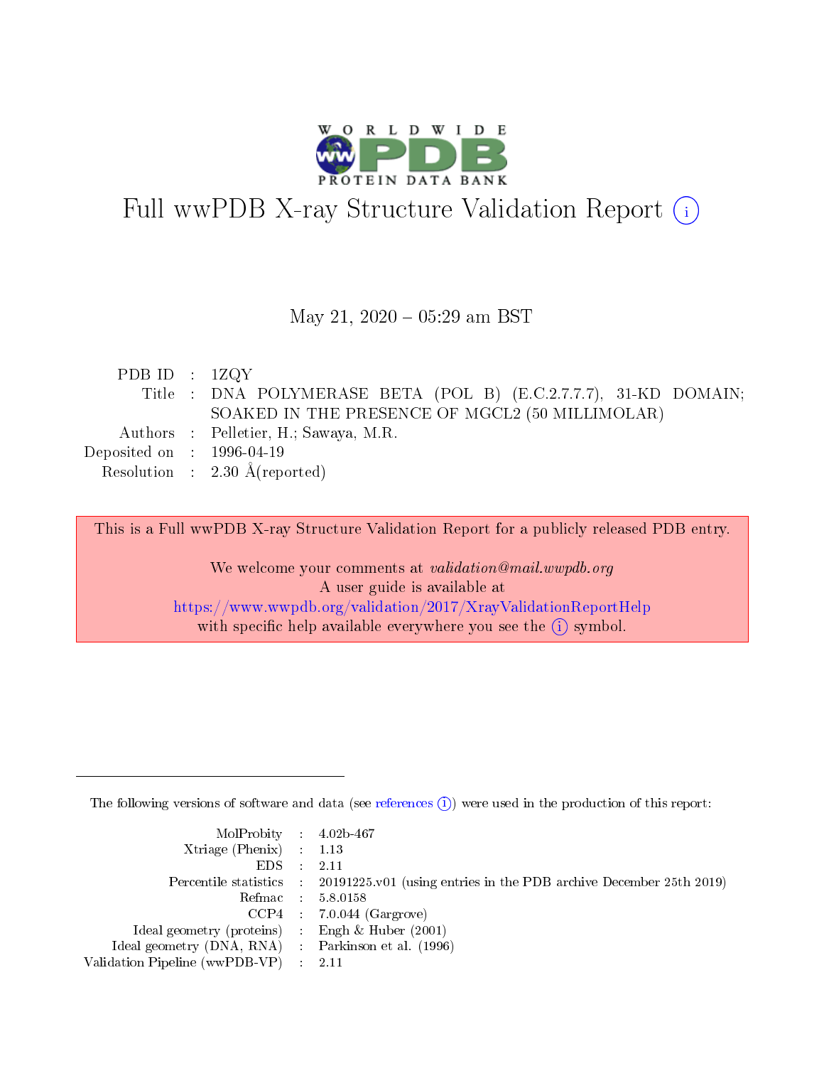# Full wwPDB X-ray Structure Validation Report (i)

May 21, 2020 – 05:29 am BST

| | | |
|---|---|---|
| PDB ID | : | 1ZQY |
| Title | : | DNA POLYMERASE BETA (POL B) (E.C.2.7.7.7), 31-KD DOMAIN; SOAKED IN THE PRESENCE OF MGCL2 (50 MILLIMOLAR) |
| Authors | : | Pelletier, H.; Sawaya, M.R. |
| Deposited on | : | 1996-04-19 |
| Resolution | : | 2.30 Å(reported) |

This is a Full wwPDB X-ray Structure Validation Report for a publicly released PDB entry.

We welcome your comments at *validation@mail.wwpdb.org*
A user guide is available at
https://www.wwpdb.org/validation/2017/XrayValidationReportHelp
with specific help available everywhere you see the (i) symbol.

---

The following versions of software and data (see references (i)) were used in the production of this report:

| | | |
|---|---|---|
| MolProbity | : | 4.02b-467 |
| Xtriage (Phenix) | : | 1.13 |
| EDS | : | 2.11 |
| Percentile statistics | : | 20191225.v01 (using entries in the PDB archive December 25th 2019) |
| Refmac | : | 5.8.0158 |
| CCP4 | : | 7.0.044 (Gargrove) |
| Ideal geometry (proteins) | : | Engh & Huber (2001) |
| Ideal geometry (DNA, RNA) | : | Parkinson et al. (1996) |
| Validation Pipeline (wwPDB-VP) | : | 2.11 |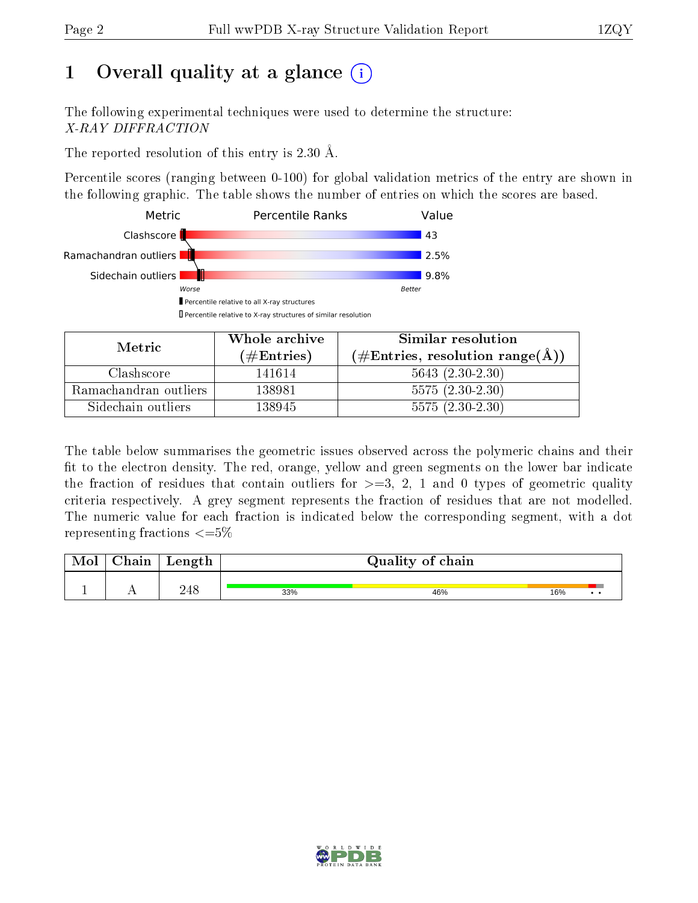# 1 Overall quality at a glance

The following experimental techniques were used to determine the structure:
*X-RAY DIFFRACTION*

The reported resolution of this entry is 2.30 Å.

Percentile scores (ranging between 0-100) for global validation metrics of the entry are shown in the following graphic. The table shows the number of entries on which the scores are based.

| Metric | Value |
|---|---|
| Clashscore | 43 |
| Ramachandran outliers | 2.5% |
| Sidechain outliers | 9.8% |

| Metric | Whole archive (#Entries) | Similar resolution (#Entries, resolution range(Å)) |
|---|---|---|
| Clashscore | 141614 | 5643 (2.30-2.30) |
| Ramachandran outliers | 138981 | 5575 (2.30-2.30) |
| Sidechain outliers | 138945 | 5575 (2.30-2.30) |

The table below summarises the geometric issues observed across the polymeric chains and their fit to the electron density. The red, orange, yellow and green segments on the lower bar indicate the fraction of residues that contain outliers for >=3, 2, 1 and 0 types of geometric quality criteria respectively. A grey segment represents the fraction of residues that are not modelled. The numeric value for each fraction is indicated below the corresponding segment, with a dot representing fractions <=5%

| Mol | Chain | Length | Quality of chain |
|---|---|---|---|
| 1 | A | 248 | 33% / 46% / 16% / • / • |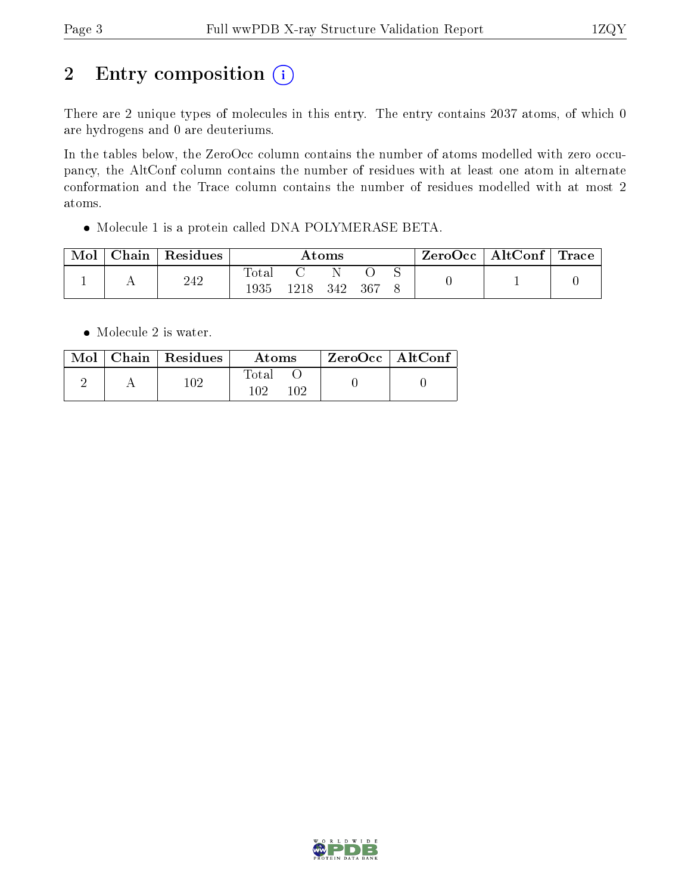# 2 Entry composition (i)

There are 2 unique types of molecules in this entry. The entry contains 2037 atoms, of which 0 are hydrogens and 0 are deuteriums.

In the tables below, the ZeroOcc column contains the number of atoms modelled with zero occupancy, the AltConf column contains the number of residues with at least one atom in alternate conformation and the Trace column contains the number of residues modelled with at most 2 atoms.

- Molecule 1 is a protein called DNA POLYMERASE BETA.

| Mol | Chain | Residues | Atoms | | | | | ZeroOcc | AltConf | Trace |
|---|---|---|---|---|---|---|---|---|---|---|
| | | | Total | C | N | O | S | | | |
| 1 | A | 242 | 1935 | 1218 | 342 | 367 | 8 | 0 | 1 | 0 |

- Molecule 2 is water.

| Mol | Chain | Residues | Atoms | | ZeroOcc | AltConf |
|---|---|---|---|---|---|---|
| | | | Total | O | | |
| 2 | A | 102 | 102 | 102 | 0 | 0 |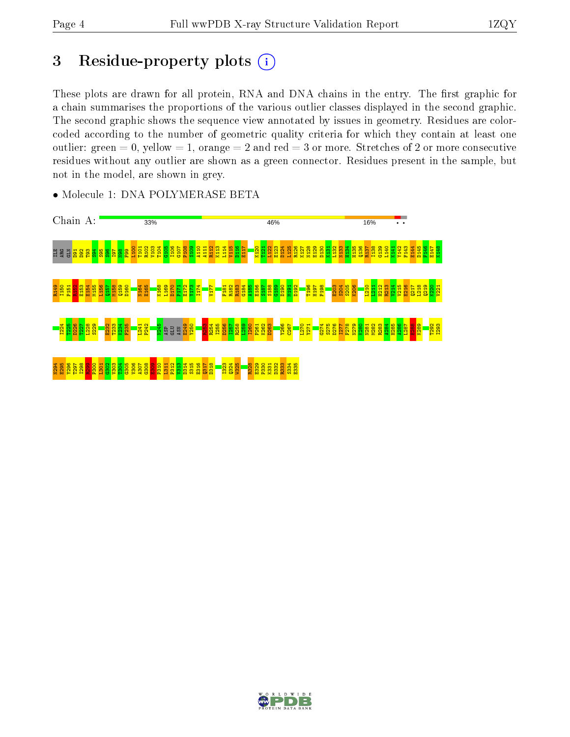# 3 Residue-property plots

These plots are drawn for all protein, RNA and DNA chains in the entry. The first graphic for a chain summarises the proportions of the various outlier classes displayed in the second graphic. The second graphic shows the sequence view annotated by issues in geometry. Residues are color-coded according to the number of geometric quality criteria for which they contain at least one outlier: green = 0, yellow = 1, orange = 2 and red = 3 or more. Stretches of 2 or more consecutive residues without any outlier are shown as a green connector. Residues present in the sample, but not in the model, are shown in grey.

- Molecule 1: DNA POLYMERASE BETA

Chain A: 33% 46% 16% • •

ILE ARG GLN D91 D92 T93 S94 S95 S96 I97 N98 F99 L100 T101 R102 V103 T104 G105 I106 G107 P108 S109 A110 A111 R112 K113 L114 V115 D116 E117 K120 T121 L122 E123 D124 L125 R126 K127 N128 E129 D130 K131 L132 N133 H134 H135 Q136 R137 I138 G139 L140 K141 Y142 F143 E144 D145 F146 E147 K148 R149 I150 P151 R152 E153 E154 M155 L156 Q157 M158 Q159 D160 N164 E165 K168 L169 D170 P171 E172 Y173 I174 V177 F181 R182 R183 G184 A185 E186 S187 S188 G189 D190 M191 D192 T196 H197 P198 E203 S204 S205 K206 L210 L211 H212 R213 V214 V215 E216 Q217 L218 Q219 K220 V221 I224 T225 D226 T227 L228 S229 E232 T233 K234 F235 L241 P242 K245 ASP GLU ASN E249 Y250 R253 R254 I255 D256 I257 R258 L259 I260 P261 K262 D263 Y266 C267 L270 Y271 G274 S275 D276 I277 F278 N279 K280 N281 M282 R283 A284 H285 A286 L287 E288 K289 T292 I293 N294 E295 Y296 T297 I298 R299 P300 L301 G302 V303 T304 G305 V306 A307 G308 E309 P310 L311 P312 V313 D314 S315 E316 Q317 D318 I323 Q324 W325 R328 E329 P330 K331 D332 R333 S334 E335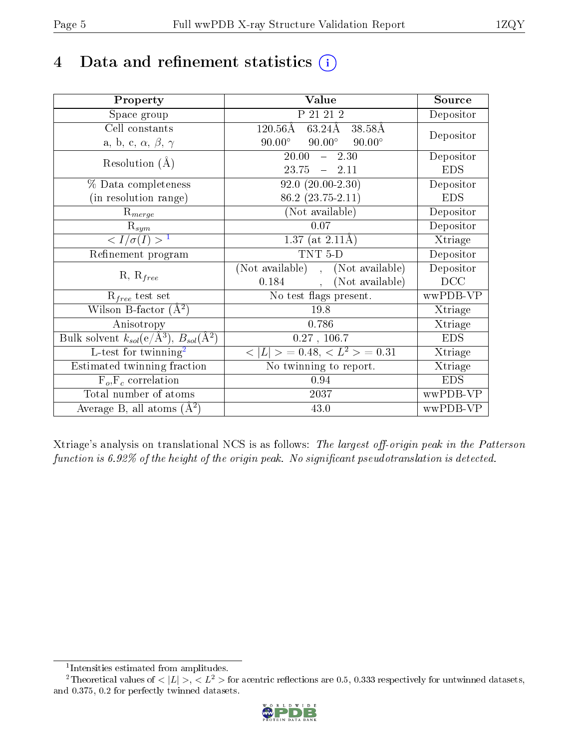# 4 Data and refinement statistics (i)

| Property | Value | Source |
|---|---|---|
| Space group | P 21 21 2 | Depositor |
| Cell constants<br>a, b, c, $\alpha$, $\beta$, $\gamma$ | 120.56Å 63.24Å 38.58Å<br>90.00° 90.00° 90.00° | Depositor |
| Resolution (Å) | 20.00 – 2.30<br>23.75 – 2.11 | Depositor<br>EDS |
| % Data completeness<br>(in resolution range) | 92.0 (20.00-2.30)<br>86.2 (23.75-2.11) | Depositor<br>EDS |
| $R_{merge}$ | (Not available) | Depositor |
| $R_{sym}$ | 0.07 | Depositor |
| $< I/\sigma(I) >$ [1] | 1.37 (at 2.11Å) | Xtriage |
| Refinement program | TNT 5-D | Depositor |
| R, $R_{free}$ | (Not available) , (Not available)<br>0.184 , (Not available) | Depositor<br>DCC |
| $R_{free}$ test set | No test flags present. | wwPDB-VP |
| Wilson B-factor (Å$^2$) | 19.8 | Xtriage |
| Anisotropy | 0.786 | Xtriage |
| Bulk solvent $k_{sol}$(e/Å$^3$), $B_{sol}$(Å$^2$) | 0.27 , 106.7 | EDS |
| L-test for twinning[2] | $< \|L\| > = 0.48$, $< L^2 > = 0.31$ | Xtriage |
| Estimated twinning fraction | No twinning to report. | Xtriage |
| $F_o$,$F_c$ correlation | 0.94 | EDS |
| Total number of atoms | 2037 | wwPDB-VP |
| Average B, all atoms (Å$^2$) | 43.0 | wwPDB-VP |

Xtriage's analysis on translational NCS is as follows: *The largest off-origin peak in the Patterson function is 6.92% of the height of the origin peak. No significant pseudotranslation is detected.*

[1] Intensities estimated from amplitudes.

[2] Theoretical values of $< |L| >$, $< L^2 >$ for acentric reflections are 0.5, 0.333 respectively for untwinned datasets, and 0.375, 0.2 for perfectly twinned datasets.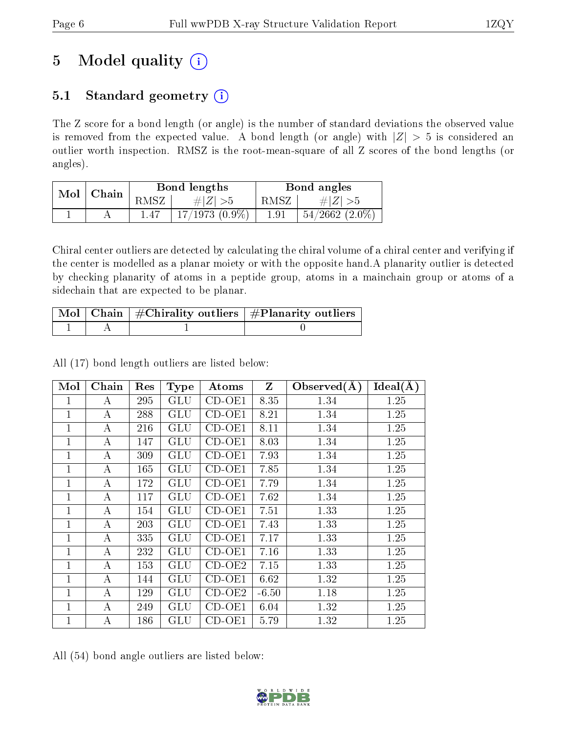# 5 Model quality

## 5.1 Standard geometry

The Z score for a bond length (or angle) is the number of standard deviations the observed value is removed from the expected value. A bond length (or angle) with $|Z| > 5$ is considered an outlier worth inspection. RMSZ is the root-mean-square of all Z scores of the bond lengths (or angles).

| Mol | Chain | Bond lengths | | Bond angles | |
|---|---|---|---|---|---|
| | | RMSZ | $\#\|Z\| > 5$ | RMSZ | $\#\|Z\| > 5$ |
| 1 | A | 1.47 | 17/1973 (0.9%) | 1.91 | 54/2662 (2.0%) |

Chiral center outliers are detected by calculating the chiral volume of a chiral center and verifying if the center is modelled as a planar moiety or with the opposite hand.A planarity outlier is detected by checking planarity of atoms in a peptide group, atoms in a mainchain group or atoms of a sidechain that are expected to be planar.

| Mol | Chain | #Chirality outliers | #Planarity outliers |
|---|---|---|---|
| 1 | A | 1 | 0 |

All (17) bond length outliers are listed below:

| Mol | Chain | Res | Type | Atoms | Z | Observed(Å) | Ideal(Å) |
|---|---|---|---|---|---|---|---|
| 1 | A | 295 | GLU | CD-OE1 | 8.35 | 1.34 | 1.25 |
| 1 | A | 288 | GLU | CD-OE1 | 8.21 | 1.34 | 1.25 |
| 1 | A | 216 | GLU | CD-OE1 | 8.11 | 1.34 | 1.25 |
| 1 | A | 147 | GLU | CD-OE1 | 8.03 | 1.34 | 1.25 |
| 1 | A | 309 | GLU | CD-OE1 | 7.93 | 1.34 | 1.25 |
| 1 | A | 165 | GLU | CD-OE1 | 7.85 | 1.34 | 1.25 |
| 1 | A | 172 | GLU | CD-OE1 | 7.79 | 1.34 | 1.25 |
| 1 | A | 117 | GLU | CD-OE1 | 7.62 | 1.34 | 1.25 |
| 1 | A | 154 | GLU | CD-OE1 | 7.51 | 1.33 | 1.25 |
| 1 | A | 203 | GLU | CD-OE1 | 7.43 | 1.33 | 1.25 |
| 1 | A | 335 | GLU | CD-OE1 | 7.17 | 1.33 | 1.25 |
| 1 | A | 232 | GLU | CD-OE1 | 7.16 | 1.33 | 1.25 |
| 1 | A | 153 | GLU | CD-OE2 | 7.15 | 1.33 | 1.25 |
| 1 | A | 144 | GLU | CD-OE1 | 6.62 | 1.32 | 1.25 |
| 1 | A | 129 | GLU | CD-OE2 | -6.50 | 1.18 | 1.25 |
| 1 | A | 249 | GLU | CD-OE1 | 6.04 | 1.32 | 1.25 |
| 1 | A | 186 | GLU | CD-OE1 | 5.79 | 1.32 | 1.25 |

All (54) bond angle outliers are listed below: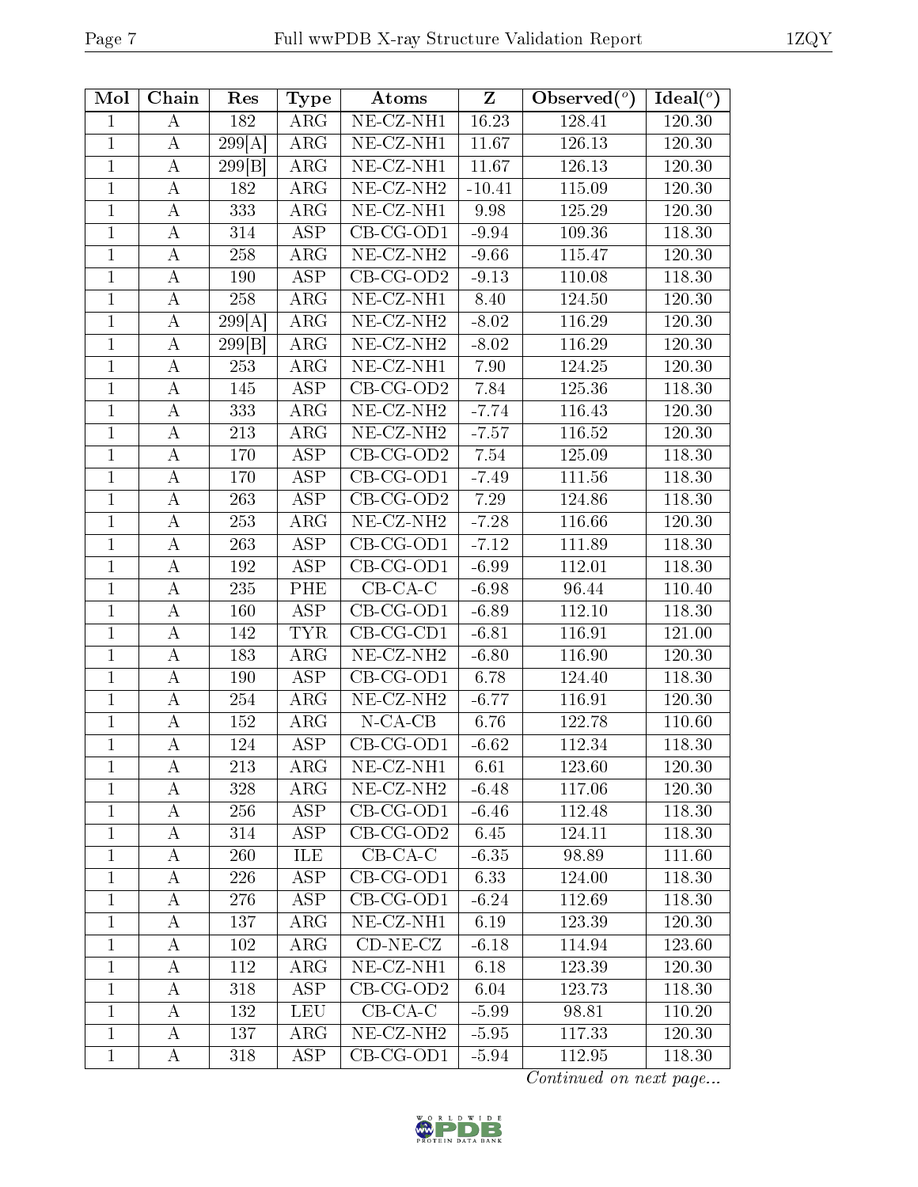| Mol | Chain | Res | Type | Atoms | Z | Observed(°) | Ideal(°) |
|---|---|---|---|---|---|---|---|
| 1 | A | 182 | ARG | NE-CZ-NH1 | 16.23 | 128.41 | 120.30 |
| 1 | A | 299[A] | ARG | NE-CZ-NH1 | 11.67 | 126.13 | 120.30 |
| 1 | A | 299[B] | ARG | NE-CZ-NH1 | 11.67 | 126.13 | 120.30 |
| 1 | A | 182 | ARG | NE-CZ-NH2 | -10.41 | 115.09 | 120.30 |
| 1 | A | 333 | ARG | NE-CZ-NH1 | 9.98 | 125.29 | 120.30 |
| 1 | A | 314 | ASP | CB-CG-OD1 | -9.94 | 109.36 | 118.30 |
| 1 | A | 258 | ARG | NE-CZ-NH2 | -9.66 | 115.47 | 120.30 |
| 1 | A | 190 | ASP | CB-CG-OD2 | -9.13 | 110.08 | 118.30 |
| 1 | A | 258 | ARG | NE-CZ-NH1 | 8.40 | 124.50 | 120.30 |
| 1 | A | 299[A] | ARG | NE-CZ-NH2 | -8.02 | 116.29 | 120.30 |
| 1 | A | 299[B] | ARG | NE-CZ-NH2 | -8.02 | 116.29 | 120.30 |
| 1 | A | 253 | ARG | NE-CZ-NH1 | 7.90 | 124.25 | 120.30 |
| 1 | A | 145 | ASP | CB-CG-OD2 | 7.84 | 125.36 | 118.30 |
| 1 | A | 333 | ARG | NE-CZ-NH2 | -7.74 | 116.43 | 120.30 |
| 1 | A | 213 | ARG | NE-CZ-NH2 | -7.57 | 116.52 | 120.30 |
| 1 | A | 170 | ASP | CB-CG-OD2 | 7.54 | 125.09 | 118.30 |
| 1 | A | 170 | ASP | CB-CG-OD1 | -7.49 | 111.56 | 118.30 |
| 1 | A | 263 | ASP | CB-CG-OD2 | 7.29 | 124.86 | 118.30 |
| 1 | A | 253 | ARG | NE-CZ-NH2 | -7.28 | 116.66 | 120.30 |
| 1 | A | 263 | ASP | CB-CG-OD1 | -7.12 | 111.89 | 118.30 |
| 1 | A | 192 | ASP | CB-CG-OD1 | -6.99 | 112.01 | 118.30 |
| 1 | A | 235 | PHE | CB-CA-C | -6.98 | 96.44 | 110.40 |
| 1 | A | 160 | ASP | CB-CG-OD1 | -6.89 | 112.10 | 118.30 |
| 1 | A | 142 | TYR | CB-CG-CD1 | -6.81 | 116.91 | 121.00 |
| 1 | A | 183 | ARG | NE-CZ-NH2 | -6.80 | 116.90 | 120.30 |
| 1 | A | 190 | ASP | CB-CG-OD1 | 6.78 | 124.40 | 118.30 |
| 1 | A | 254 | ARG | NE-CZ-NH2 | -6.77 | 116.91 | 120.30 |
| 1 | A | 152 | ARG | N-CA-CB | 6.76 | 122.78 | 110.60 |
| 1 | A | 124 | ASP | CB-CG-OD1 | -6.62 | 112.34 | 118.30 |
| 1 | A | 213 | ARG | NE-CZ-NH1 | 6.61 | 123.60 | 120.30 |
| 1 | A | 328 | ARG | NE-CZ-NH2 | -6.48 | 117.06 | 120.30 |
| 1 | A | 256 | ASP | CB-CG-OD1 | -6.46 | 112.48 | 118.30 |
| 1 | A | 314 | ASP | CB-CG-OD2 | 6.45 | 124.11 | 118.30 |
| 1 | A | 260 | ILE | CB-CA-C | -6.35 | 98.89 | 111.60 |
| 1 | A | 226 | ASP | CB-CG-OD1 | 6.33 | 124.00 | 118.30 |
| 1 | A | 276 | ASP | CB-CG-OD1 | -6.24 | 112.69 | 118.30 |
| 1 | A | 137 | ARG | NE-CZ-NH1 | 6.19 | 123.39 | 120.30 |
| 1 | A | 102 | ARG | CD-NE-CZ | -6.18 | 114.94 | 123.60 |
| 1 | A | 112 | ARG | NE-CZ-NH1 | 6.18 | 123.39 | 120.30 |
| 1 | A | 318 | ASP | CB-CG-OD2 | 6.04 | 123.73 | 118.30 |
| 1 | A | 132 | LEU | CB-CA-C | -5.99 | 98.81 | 110.20 |
| 1 | A | 137 | ARG | NE-CZ-NH2 | -5.95 | 117.33 | 120.30 |
| 1 | A | 318 | ASP | CB-CG-OD1 | -5.94 | 112.95 | 118.30 |

*Continued on next page...*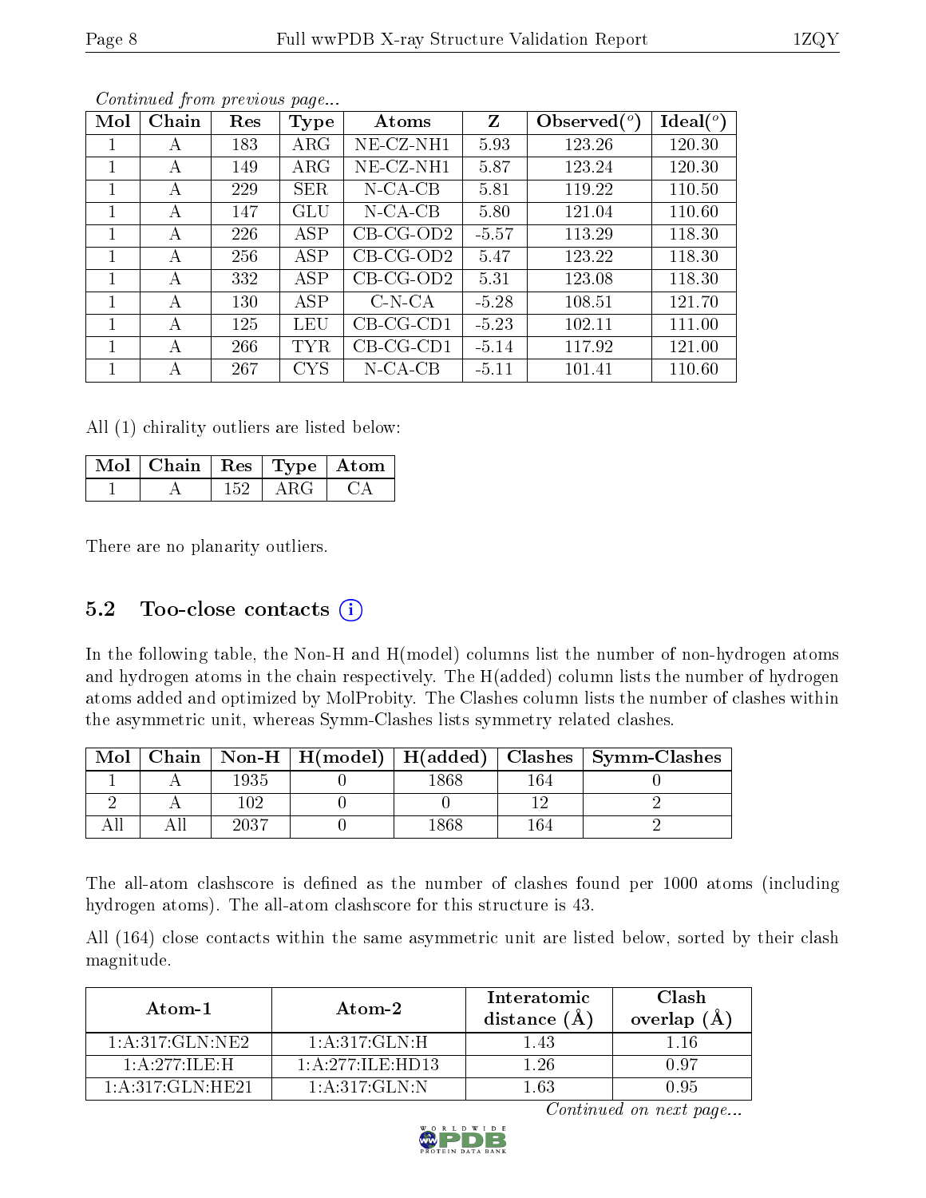*Continued from previous page...*

| Mol | Chain | Res | Type | Atoms | Z | Observed(°) | Ideal(°) |
|---|---|---|---|---|---|---|---|
| 1 | A | 183 | ARG | NE-CZ-NH1 | 5.93 | 123.26 | 120.30 |
| 1 | A | 149 | ARG | NE-CZ-NH1 | 5.87 | 123.24 | 120.30 |
| 1 | A | 229 | SER | N-CA-CB | 5.81 | 119.22 | 110.50 |
| 1 | A | 147 | GLU | N-CA-CB | 5.80 | 121.04 | 110.60 |
| 1 | A | 226 | ASP | CB-CG-OD2 | -5.57 | 113.29 | 118.30 |
| 1 | A | 256 | ASP | CB-CG-OD2 | 5.47 | 123.22 | 118.30 |
| 1 | A | 332 | ASP | CB-CG-OD2 | 5.31 | 123.08 | 118.30 |
| 1 | A | 130 | ASP | C-N-CA | -5.28 | 108.51 | 121.70 |
| 1 | A | 125 | LEU | CB-CG-CD1 | -5.23 | 102.11 | 111.00 |
| 1 | A | 266 | TYR | CB-CG-CD1 | -5.14 | 117.92 | 121.00 |
| 1 | A | 267 | CYS | N-CA-CB | -5.11 | 101.41 | 110.60 |

All (1) chirality outliers are listed below:

| Mol | Chain | Res | Type | Atom |
|---|---|---|---|---|
| 1 | A | 152 | ARG | CA |

There are no planarity outliers.

## 5.2 Too-close contacts

In the following table, the Non-H and H(model) columns list the number of non-hydrogen atoms and hydrogen atoms in the chain respectively. The H(added) column lists the number of hydrogen atoms added and optimized by MolProbity. The Clashes column lists the number of clashes within the asymmetric unit, whereas Symm-Clashes lists symmetry related clashes.

| Mol | Chain | Non-H | H(model) | H(added) | Clashes | Symm-Clashes |
|---|---|---|---|---|---|---|
| 1 | A | 1935 | 0 | 1868 | 164 | 0 |
| 2 | A | 102 | 0 | 0 | 12 | 2 |
| All | All | 2037 | 0 | 1868 | 164 | 2 |

The all-atom clashscore is defined as the number of clashes found per 1000 atoms (including hydrogen atoms). The all-atom clashscore for this structure is 43.

All (164) close contacts within the same asymmetric unit are listed below, sorted by their clash magnitude.

| Atom-1 | Atom-2 | Interatomic distance (Å) | Clash overlap (Å) |
|---|---|---|---|
| 1:A:317:GLN:NE2 | 1:A:317:GLN:H | 1.43 | 1.16 |
| 1:A:277:ILE:H | 1:A:277:ILE:HD13 | 1.26 | 0.97 |
| 1:A:317:GLN:HE21 | 1:A:317:GLN:N | 1.63 | 0.95 |

*Continued on next page...*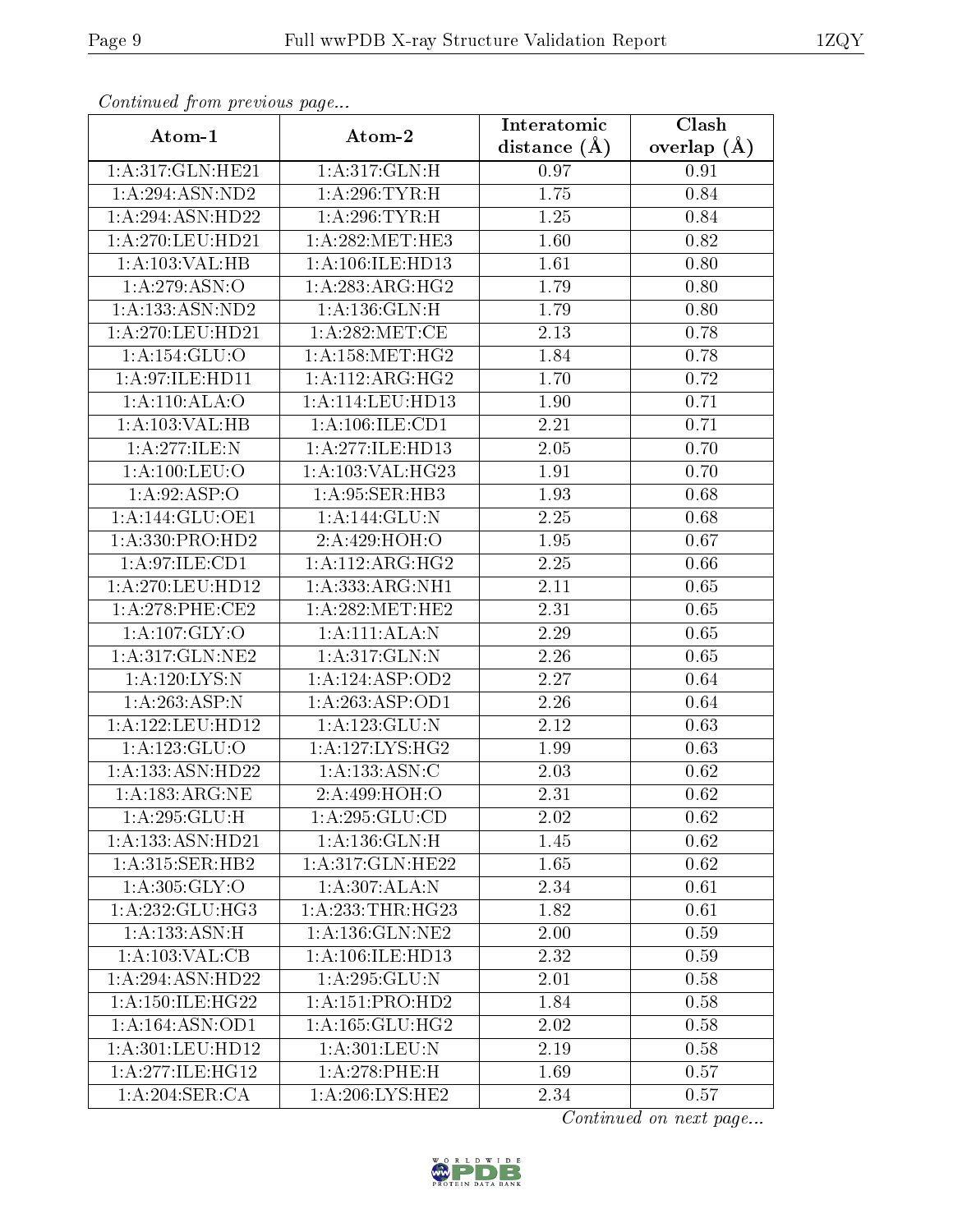*Continued from previous page...*

| Atom-1 | Atom-2 | Interatomic distance (Å) | Clash overlap (Å) |
|---|---|---|---|
| 1:A:317:GLN:HE21 | 1:A:317:GLN:H | 0.97 | 0.91 |
| 1:A:294:ASN:ND2 | 1:A:296:TYR:H | 1.75 | 0.84 |
| 1:A:294:ASN:HD22 | 1:A:296:TYR:H | 1.25 | 0.84 |
| 1:A:270:LEU:HD21 | 1:A:282:MET:HE3 | 1.60 | 0.82 |
| 1:A:103:VAL:HB | 1:A:106:ILE:HD13 | 1.61 | 0.80 |
| 1:A:279:ASN:O | 1:A:283:ARG:HG2 | 1.79 | 0.80 |
| 1:A:133:ASN:ND2 | 1:A:136:GLN:H | 1.79 | 0.80 |
| 1:A:270:LEU:HD21 | 1:A:282:MET:CE | 2.13 | 0.78 |
| 1:A:154:GLU:O | 1:A:158:MET:HG2 | 1.84 | 0.78 |
| 1:A:97:ILE:HD11 | 1:A:112:ARG:HG2 | 1.70 | 0.72 |
| 1:A:110:ALA:O | 1:A:114:LEU:HD13 | 1.90 | 0.71 |
| 1:A:103:VAL:HB | 1:A:106:ILE:CD1 | 2.21 | 0.71 |
| 1:A:277:ILE:N | 1:A:277:ILE:HD13 | 2.05 | 0.70 |
| 1:A:100:LEU:O | 1:A:103:VAL:HG23 | 1.91 | 0.70 |
| 1:A:92:ASP:O | 1:A:95:SER:HB3 | 1.93 | 0.68 |
| 1:A:144:GLU:OE1 | 1:A:144:GLU:N | 2.25 | 0.68 |
| 1:A:330:PRO:HD2 | 2:A:429:HOH:O | 1.95 | 0.67 |
| 1:A:97:ILE:CD1 | 1:A:112:ARG:HG2 | 2.25 | 0.66 |
| 1:A:270:LEU:HD12 | 1:A:333:ARG:NH1 | 2.11 | 0.65 |
| 1:A:278:PHE:CE2 | 1:A:282:MET:HE2 | 2.31 | 0.65 |
| 1:A:107:GLY:O | 1:A:111:ALA:N | 2.29 | 0.65 |
| 1:A:317:GLN:NE2 | 1:A:317:GLN:N | 2.26 | 0.65 |
| 1:A:120:LYS:N | 1:A:124:ASP:OD2 | 2.27 | 0.64 |
| 1:A:263:ASP:N | 1:A:263:ASP:OD1 | 2.26 | 0.64 |
| 1:A:122:LEU:HD12 | 1:A:123:GLU:N | 2.12 | 0.63 |
| 1:A:123:GLU:O | 1:A:127:LYS:HG2 | 1.99 | 0.63 |
| 1:A:133:ASN:HD22 | 1:A:133:ASN:C | 2.03 | 0.62 |
| 1:A:183:ARG:NE | 2:A:499:HOH:O | 2.31 | 0.62 |
| 1:A:295:GLU:H | 1:A:295:GLU:CD | 2.02 | 0.62 |
| 1:A:133:ASN:HD21 | 1:A:136:GLN:H | 1.45 | 0.62 |
| 1:A:315:SER:HB2 | 1:A:317:GLN:HE22 | 1.65 | 0.62 |
| 1:A:305:GLY:O | 1:A:307:ALA:N | 2.34 | 0.61 |
| 1:A:232:GLU:HG3 | 1:A:233:THR:HG23 | 1.82 | 0.61 |
| 1:A:133:ASN:H | 1:A:136:GLN:NE2 | 2.00 | 0.59 |
| 1:A:103:VAL:CB | 1:A:106:ILE:HD13 | 2.32 | 0.59 |
| 1:A:294:ASN:HD22 | 1:A:295:GLU:N | 2.01 | 0.58 |
| 1:A:150:ILE:HG22 | 1:A:151:PRO:HD2 | 1.84 | 0.58 |
| 1:A:164:ASN:OD1 | 1:A:165:GLU:HG2 | 2.02 | 0.58 |
| 1:A:301:LEU:HD12 | 1:A:301:LEU:N | 2.19 | 0.58 |
| 1:A:277:ILE:HG12 | 1:A:278:PHE:H | 1.69 | 0.57 |
| 1:A:204:SER:CA | 1:A:206:LYS:HE2 | 2.34 | 0.57 |

*Continued on next page...*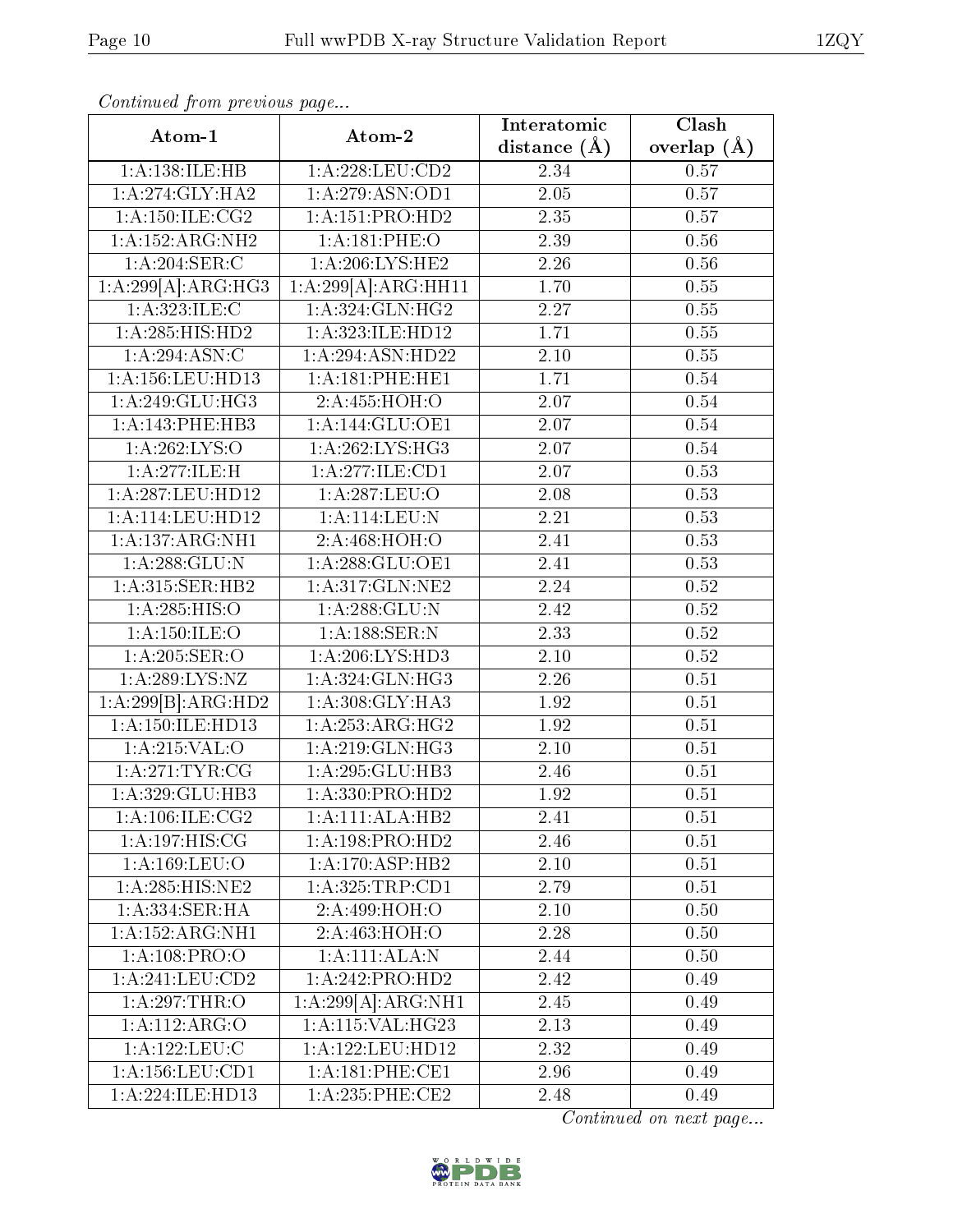*Continued from previous page...*

| Atom-1 | Atom-2 | Interatomic distance (Å) | Clash overlap (Å) |
|---|---|---|---|
| 1:A:138:ILE:HB | 1:A:228:LEU:CD2 | 2.34 | 0.57 |
| 1:A:274:GLY:HA2 | 1:A:279:ASN:OD1 | 2.05 | 0.57 |
| 1:A:150:ILE:CG2 | 1:A:151:PRO:HD2 | 2.35 | 0.57 |
| 1:A:152:ARG:NH2 | 1:A:181:PHE:O | 2.39 | 0.56 |
| 1:A:204:SER:C | 1:A:206:LYS:HE2 | 2.26 | 0.56 |
| 1:A:299[A]:ARG:HG3 | 1:A:299[A]:ARG:HH11 | 1.70 | 0.55 |
| 1:A:323:ILE:C | 1:A:324:GLN:HG2 | 2.27 | 0.55 |
| 1:A:285:HIS:HD2 | 1:A:323:ILE:HD12 | 1.71 | 0.55 |
| 1:A:294:ASN:C | 1:A:294:ASN:HD22 | 2.10 | 0.55 |
| 1:A:156:LEU:HD13 | 1:A:181:PHE:HE1 | 1.71 | 0.54 |
| 1:A:249:GLU:HG3 | 2:A:455:HOH:O | 2.07 | 0.54 |
| 1:A:143:PHE:HB3 | 1:A:144:GLU:OE1 | 2.07 | 0.54 |
| 1:A:262:LYS:O | 1:A:262:LYS:HG3 | 2.07 | 0.54 |
| 1:A:277:ILE:H | 1:A:277:ILE:CD1 | 2.07 | 0.53 |
| 1:A:287:LEU:HD12 | 1:A:287:LEU:O | 2.08 | 0.53 |
| 1:A:114:LEU:HD12 | 1:A:114:LEU:N | 2.21 | 0.53 |
| 1:A:137:ARG:NH1 | 2:A:468:HOH:O | 2.41 | 0.53 |
| 1:A:288:GLU:N | 1:A:288:GLU:OE1 | 2.41 | 0.53 |
| 1:A:315:SER:HB2 | 1:A:317:GLN:NE2 | 2.24 | 0.52 |
| 1:A:285:HIS:O | 1:A:288:GLU:N | 2.42 | 0.52 |
| 1:A:150:ILE:O | 1:A:188:SER:N | 2.33 | 0.52 |
| 1:A:205:SER:O | 1:A:206:LYS:HD3 | 2.10 | 0.52 |
| 1:A:289:LYS:NZ | 1:A:324:GLN:HG3 | 2.26 | 0.51 |
| 1:A:299[B]:ARG:HD2 | 1:A:308:GLY:HA3 | 1.92 | 0.51 |
| 1:A:150:ILE:HD13 | 1:A:253:ARG:HG2 | 1.92 | 0.51 |
| 1:A:215:VAL:O | 1:A:219:GLN:HG3 | 2.10 | 0.51 |
| 1:A:271:TYR:CG | 1:A:295:GLU:HB3 | 2.46 | 0.51 |
| 1:A:329:GLU:HB3 | 1:A:330:PRO:HD2 | 1.92 | 0.51 |
| 1:A:106:ILE:CG2 | 1:A:111:ALA:HB2 | 2.41 | 0.51 |
| 1:A:197:HIS:CG | 1:A:198:PRO:HD2 | 2.46 | 0.51 |
| 1:A:169:LEU:O | 1:A:170:ASP:HB2 | 2.10 | 0.51 |
| 1:A:285:HIS:NE2 | 1:A:325:TRP:CD1 | 2.79 | 0.51 |
| 1:A:334:SER:HA | 2:A:499:HOH:O | 2.10 | 0.50 |
| 1:A:152:ARG:NH1 | 2:A:463:HOH:O | 2.28 | 0.50 |
| 1:A:108:PRO:O | 1:A:111:ALA:N | 2.44 | 0.50 |
| 1:A:241:LEU:CD2 | 1:A:242:PRO:HD2 | 2.42 | 0.49 |
| 1:A:297:THR:O | 1:A:299[A]:ARG:NH1 | 2.45 | 0.49 |
| 1:A:112:ARG:O | 1:A:115:VAL:HG23 | 2.13 | 0.49 |
| 1:A:122:LEU:C | 1:A:122:LEU:HD12 | 2.32 | 0.49 |
| 1:A:156:LEU:CD1 | 1:A:181:PHE:CE1 | 2.96 | 0.49 |
| 1:A:224:ILE:HD13 | 1:A:235:PHE:CE2 | 2.48 | 0.49 |

*Continued on next page...*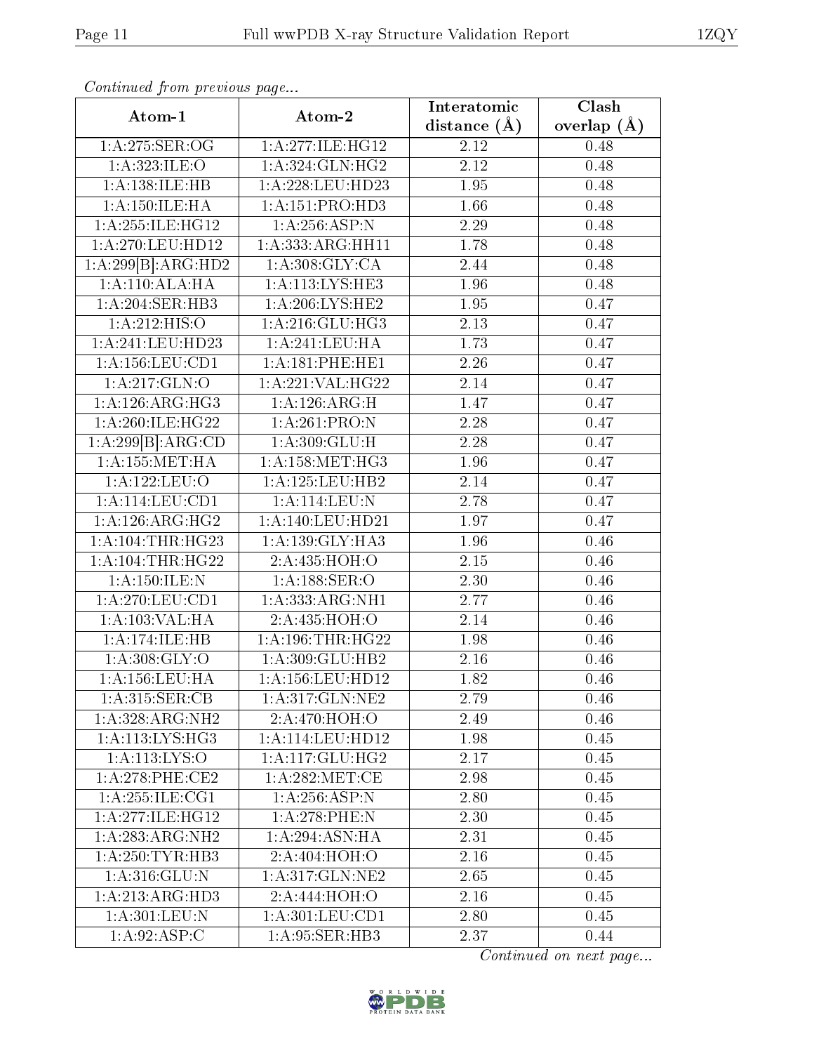*Continued from previous page...*

| Atom-1 | Atom-2 | Interatomic distance (Å) | Clash overlap (Å) |
|---|---|---|---|
| 1:A:275:SER:OG | 1:A:277:ILE:HG12 | 2.12 | 0.48 |
| 1:A:323:ILE:O | 1:A:324:GLN:HG2 | 2.12 | 0.48 |
| 1:A:138:ILE:HB | 1:A:228:LEU:HD23 | 1.95 | 0.48 |
| 1:A:150:ILE:HA | 1:A:151:PRO:HD3 | 1.66 | 0.48 |
| 1:A:255:ILE:HG12 | 1:A:256:ASP:N | 2.29 | 0.48 |
| 1:A:270:LEU:HD12 | 1:A:333:ARG:HH11 | 1.78 | 0.48 |
| 1:A:299[B]:ARG:HD2 | 1:A:308:GLY:CA | 2.44 | 0.48 |
| 1:A:110:ALA:HA | 1:A:113:LYS:HE3 | 1.96 | 0.48 |
| 1:A:204:SER:HB3 | 1:A:206:LYS:HE2 | 1.95 | 0.47 |
| 1:A:212:HIS:O | 1:A:216:GLU:HG3 | 2.13 | 0.47 |
| 1:A:241:LEU:HD23 | 1:A:241:LEU:HA | 1.73 | 0.47 |
| 1:A:156:LEU:CD1 | 1:A:181:PHE:HE1 | 2.26 | 0.47 |
| 1:A:217:GLN:O | 1:A:221:VAL:HG22 | 2.14 | 0.47 |
| 1:A:126:ARG:HG3 | 1:A:126:ARG:H | 1.47 | 0.47 |
| 1:A:260:ILE:HG22 | 1:A:261:PRO:N | 2.28 | 0.47 |
| 1:A:299[B]:ARG:CD | 1:A:309:GLU:H | 2.28 | 0.47 |
| 1:A:155:MET:HA | 1:A:158:MET:HG3 | 1.96 | 0.47 |
| 1:A:122:LEU:O | 1:A:125:LEU:HB2 | 2.14 | 0.47 |
| 1:A:114:LEU:CD1 | 1:A:114:LEU:N | 2.78 | 0.47 |
| 1:A:126:ARG:HG2 | 1:A:140:LEU:HD21 | 1.97 | 0.47 |
| 1:A:104:THR:HG23 | 1:A:139:GLY:HA3 | 1.96 | 0.46 |
| 1:A:104:THR:HG22 | 2:A:435:HOH:O | 2.15 | 0.46 |
| 1:A:150:ILE:N | 1:A:188:SER:O | 2.30 | 0.46 |
| 1:A:270:LEU:CD1 | 1:A:333:ARG:NH1 | 2.77 | 0.46 |
| 1:A:103:VAL:HA | 2:A:435:HOH:O | 2.14 | 0.46 |
| 1:A:174:ILE:HB | 1:A:196:THR:HG22 | 1.98 | 0.46 |
| 1:A:308:GLY:O | 1:A:309:GLU:HB2 | 2.16 | 0.46 |
| 1:A:156:LEU:HA | 1:A:156:LEU:HD12 | 1.82 | 0.46 |
| 1:A:315:SER:CB | 1:A:317:GLN:NE2 | 2.79 | 0.46 |
| 1:A:328:ARG:NH2 | 2:A:470:HOH:O | 2.49 | 0.46 |
| 1:A:113:LYS:HG3 | 1:A:114:LEU:HD12 | 1.98 | 0.45 |
| 1:A:113:LYS:O | 1:A:117:GLU:HG2 | 2.17 | 0.45 |
| 1:A:278:PHE:CE2 | 1:A:282:MET:CE | 2.98 | 0.45 |
| 1:A:255:ILE:CG1 | 1:A:256:ASP:N | 2.80 | 0.45 |
| 1:A:277:ILE:HG12 | 1:A:278:PHE:N | 2.30 | 0.45 |
| 1:A:283:ARG:NH2 | 1:A:294:ASN:HA | 2.31 | 0.45 |
| 1:A:250:TYR:HB3 | 2:A:404:HOH:O | 2.16 | 0.45 |
| 1:A:316:GLU:N | 1:A:317:GLN:NE2 | 2.65 | 0.45 |
| 1:A:213:ARG:HD3 | 2:A:444:HOH:O | 2.16 | 0.45 |
| 1:A:301:LEU:N | 1:A:301:LEU:CD1 | 2.80 | 0.45 |
| 1:A:92:ASP:C | 1:A:95:SER:HB3 | 2.37 | 0.44 |

*Continued on next page...*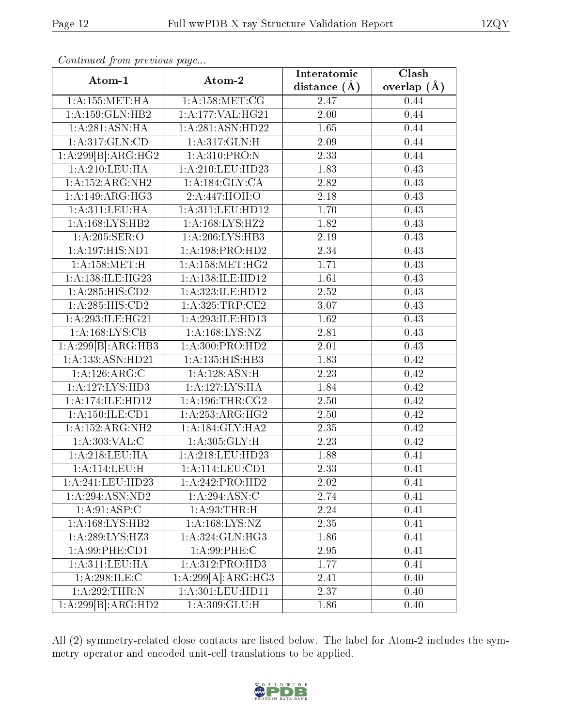*Continued from previous page...*

| Atom-1 | Atom-2 | Interatomic distance (Å) | Clash overlap (Å) |
|---|---|---|---|
| 1:A:155:MET:HA | 1:A:158:MET:CG | 2.47 | 0.44 |
| 1:A:159:GLN:HB2 | 1:A:177:VAL:HG21 | 2.00 | 0.44 |
| 1:A:281:ASN:HA | 1:A:281:ASN:HD22 | 1.65 | 0.44 |
| 1:A:317:GLN:CD | 1:A:317:GLN:H | 2.09 | 0.44 |
| 1:A:299[B]:ARG:HG2 | 1:A:310:PRO:N | 2.33 | 0.44 |
| 1:A:210:LEU:HA | 1:A:210:LEU:HD23 | 1.83 | 0.43 |
| 1:A:152:ARG:NH2 | 1:A:184:GLY:CA | 2.82 | 0.43 |
| 1:A:149:ARG:HG3 | 2:A:447:HOH:O | 2.18 | 0.43 |
| 1:A:311:LEU:HA | 1:A:311:LEU:HD12 | 1.70 | 0.43 |
| 1:A:168:LYS:HB2 | 1:A:168:LYS:HZ2 | 1.82 | 0.43 |
| 1:A:205:SER:O | 1:A:206:LYS:HB3 | 2.19 | 0.43 |
| 1:A:197:HIS:ND1 | 1:A:198:PRO:HD2 | 2.34 | 0.43 |
| 1:A:158:MET:H | 1:A:158:MET:HG2 | 1.71 | 0.43 |
| 1:A:138:ILE:HG23 | 1:A:138:ILE:HD12 | 1.61 | 0.43 |
| 1:A:285:HIS:CD2 | 1:A:323:ILE:HD12 | 2.52 | 0.43 |
| 1:A:285:HIS:CD2 | 1:A:325:TRP:CE2 | 3.07 | 0.43 |
| 1:A:293:ILE:HG21 | 1:A:293:ILE:HD13 | 1.62 | 0.43 |
| 1:A:168:LYS:CB | 1:A:168:LYS:NZ | 2.81 | 0.43 |
| 1:A:299[B]:ARG:HB3 | 1:A:300:PRO:HD2 | 2.01 | 0.43 |
| 1:A:133:ASN:HD21 | 1:A:135:HIS:HB3 | 1.83 | 0.42 |
| 1:A:126:ARG:C | 1:A:128:ASN:H | 2.23 | 0.42 |
| 1:A:127:LYS:HD3 | 1:A:127:LYS:HA | 1.84 | 0.42 |
| 1:A:174:ILE:HD12 | 1:A:196:THR:CG2 | 2.50 | 0.42 |
| 1:A:150:ILE:CD1 | 1:A:253:ARG:HG2 | 2.50 | 0.42 |
| 1:A:152:ARG:NH2 | 1:A:184:GLY:HA2 | 2.35 | 0.42 |
| 1:A:303:VAL:C | 1:A:305:GLY:H | 2.23 | 0.42 |
| 1:A:218:LEU:HA | 1:A:218:LEU:HD23 | 1.88 | 0.41 |
| 1:A:114:LEU:H | 1:A:114:LEU:CD1 | 2.33 | 0.41 |
| 1:A:241:LEU:HD23 | 1:A:242:PRO:HD2 | 2.02 | 0.41 |
| 1:A:294:ASN:ND2 | 1:A:294:ASN:C | 2.74 | 0.41 |
| 1:A:91:ASP:C | 1:A:93:THR:H | 2.24 | 0.41 |
| 1:A:168:LYS:HB2 | 1:A:168:LYS:NZ | 2.35 | 0.41 |
| 1:A:289:LYS:HZ3 | 1:A:324:GLN:HG3 | 1.86 | 0.41 |
| 1:A:99:PHE:CD1 | 1:A:99:PHE:C | 2.95 | 0.41 |
| 1:A:311:LEU:HA | 1:A:312:PRO:HD3 | 1.77 | 0.41 |
| 1:A:298:ILE:C | 1:A:299[A]:ARG:HG3 | 2.41 | 0.40 |
| 1:A:292:THR:N | 1:A:301:LEU:HD11 | 2.37 | 0.40 |
| 1:A:299[B]:ARG:HD2 | 1:A:309:GLU:H | 1.86 | 0.40 |

All (2) symmetry-related close contacts are listed below. The label for Atom-2 includes the symmetry operator and encoded unit-cell translations to be applied.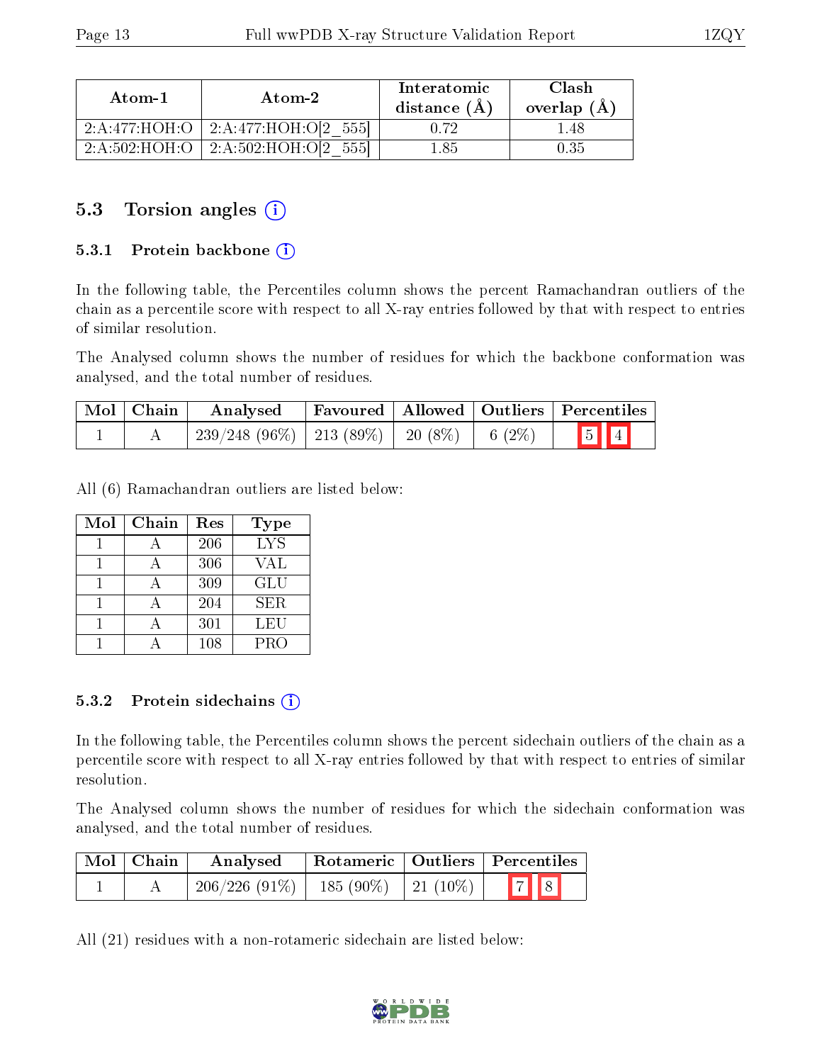| Atom-1 | Atom-2 | Interatomic distance (Å) | Clash overlap (Å) |
|---|---|---|---|
| 2:A:477:HOH:O | 2:A:477:HOH:O[2_555] | 0.72 | 1.48 |
| 2:A:502:HOH:O | 2:A:502:HOH:O[2_555] | 1.85 | 0.35 |

## 5.3 Torsion angles (i)

### 5.3.1 Protein backbone (i)

In the following table, the Percentiles column shows the percent Ramachandran outliers of the chain as a percentile score with respect to all X-ray entries followed by that with respect to entries of similar resolution.

The Analysed column shows the number of residues for which the backbone conformation was analysed, and the total number of residues.

| Mol | Chain | Analysed | Favoured | Allowed | Outliers | Percentiles | |
|---|---|---|---|---|---|---|---|
| 1 | A | 239/248 (96%) | 213 (89%) | 20 (8%) | 6 (2%) | 5 | 4 |

All (6) Ramachandran outliers are listed below:

| Mol | Chain | Res | Type |
|---|---|---|---|
| 1 | A | 206 | LYS |
| 1 | A | 306 | VAL |
| 1 | A | 309 | GLU |
| 1 | A | 204 | SER |
| 1 | A | 301 | LEU |
| 1 | A | 108 | PRO |

### 5.3.2 Protein sidechains (i)

In the following table, the Percentiles column shows the percent sidechain outliers of the chain as a percentile score with respect to all X-ray entries followed by that with respect to entries of similar resolution.

The Analysed column shows the number of residues for which the sidechain conformation was analysed, and the total number of residues.

| Mol | Chain | Analysed | Rotameric | Outliers | Percentiles | |
|---|---|---|---|---|---|---|
| 1 | A | 206/226 (91%) | 185 (90%) | 21 (10%) | 7 | 8 |

All (21) residues with a non-rotameric sidechain are listed below: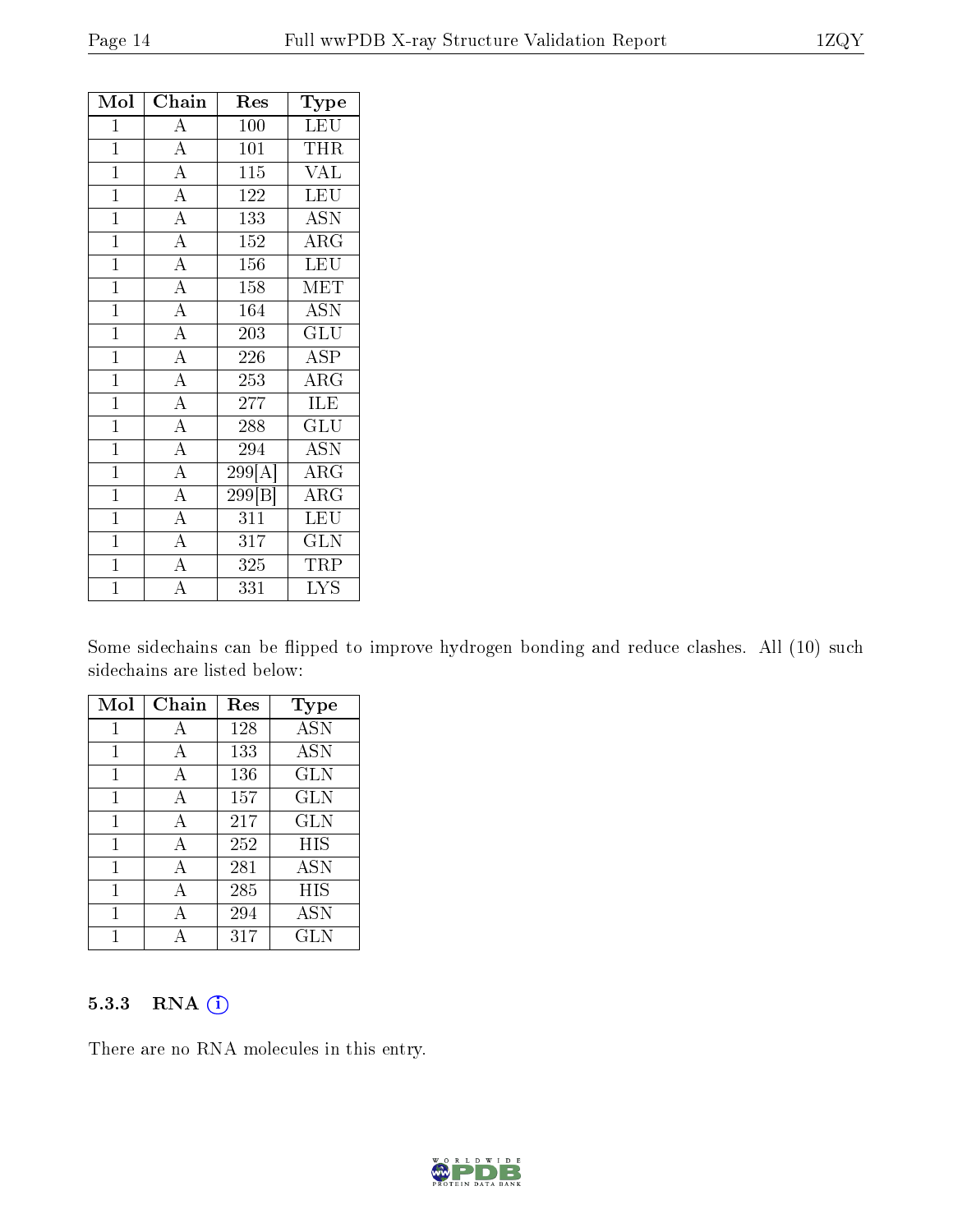| Mol | Chain | Res | Type |
|---|---|---|---|
| 1 | A | 100 | LEU |
| 1 | A | 101 | THR |
| 1 | A | 115 | VAL |
| 1 | A | 122 | LEU |
| 1 | A | 133 | ASN |
| 1 | A | 152 | ARG |
| 1 | A | 156 | LEU |
| 1 | A | 158 | MET |
| 1 | A | 164 | ASN |
| 1 | A | 203 | GLU |
| 1 | A | 226 | ASP |
| 1 | A | 253 | ARG |
| 1 | A | 277 | ILE |
| 1 | A | 288 | GLU |
| 1 | A | 294 | ASN |
| 1 | A | 299[A] | ARG |
| 1 | A | 299[B] | ARG |
| 1 | A | 311 | LEU |
| 1 | A | 317 | GLN |
| 1 | A | 325 | TRP |
| 1 | A | 331 | LYS |

Some sidechains can be flipped to improve hydrogen bonding and reduce clashes. All (10) such sidechains are listed below:

| Mol | Chain | Res | Type |
|---|---|---|---|
| 1 | A | 128 | ASN |
| 1 | A | 133 | ASN |
| 1 | A | 136 | GLN |
| 1 | A | 157 | GLN |
| 1 | A | 217 | GLN |
| 1 | A | 252 | HIS |
| 1 | A | 281 | ASN |
| 1 | A | 285 | HIS |
| 1 | A | 294 | ASN |
| 1 | A | 317 | GLN |

### 5.3.3 RNA

There are no RNA molecules in this entry.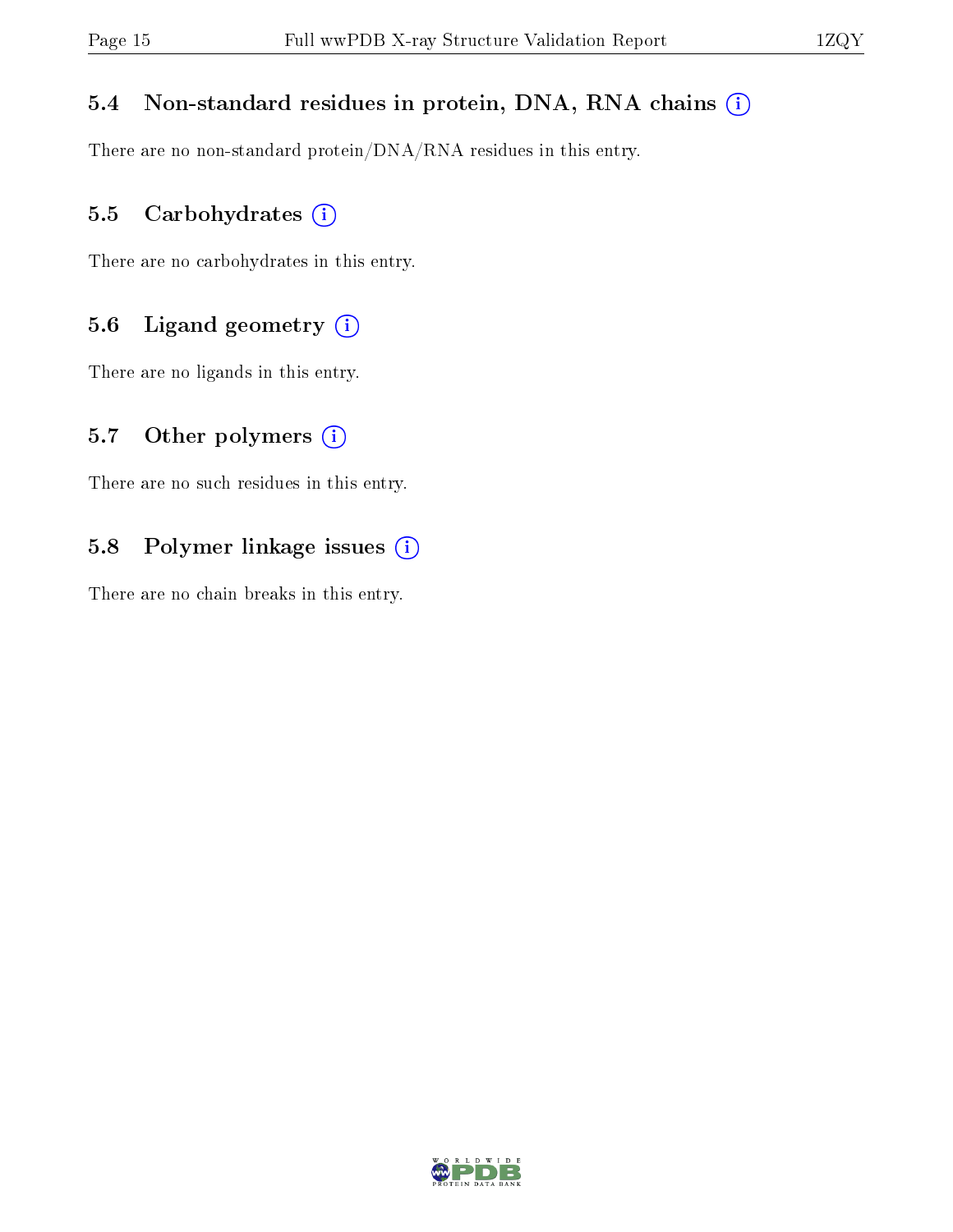### 5.4 Non-standard residues in protein, DNA, RNA chains

There are no non-standard protein/DNA/RNA residues in this entry.

### 5.5 Carbohydrates

There are no carbohydrates in this entry.

### 5.6 Ligand geometry

There are no ligands in this entry.

### 5.7 Other polymers

There are no such residues in this entry.

### 5.8 Polymer linkage issues

There are no chain breaks in this entry.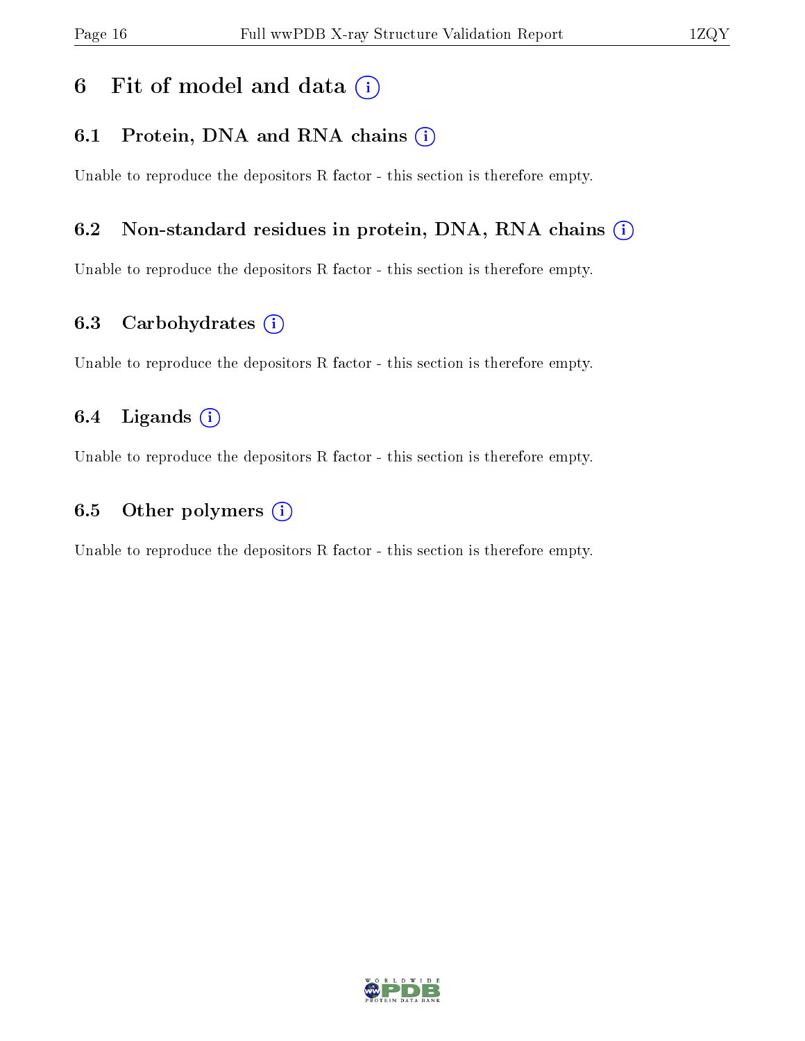# 6 Fit of model and data

## 6.1 Protein, DNA and RNA chains

Unable to reproduce the depositors R factor - this section is therefore empty.

## 6.2 Non-standard residues in protein, DNA, RNA chains

Unable to reproduce the depositors R factor - this section is therefore empty.

## 6.3 Carbohydrates

Unable to reproduce the depositors R factor - this section is therefore empty.

## 6.4 Ligands

Unable to reproduce the depositors R factor - this section is therefore empty.

## 6.5 Other polymers

Unable to reproduce the depositors R factor - this section is therefore empty.